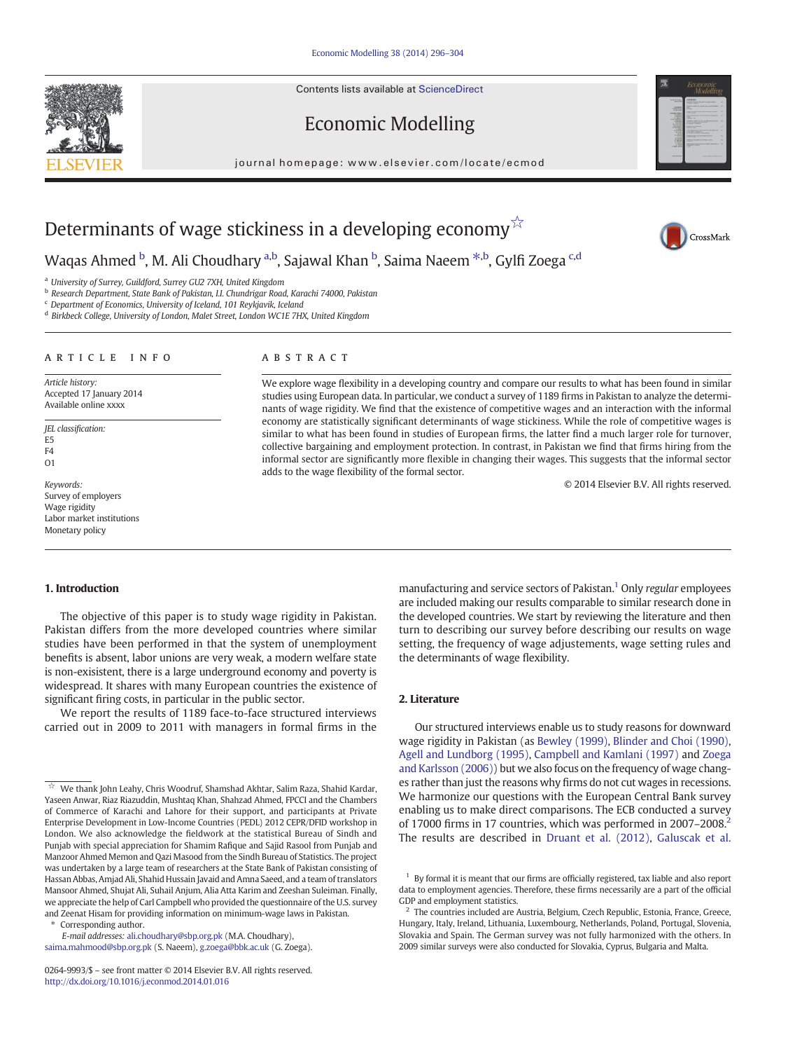Contents lists available at ScienceDirect

# Economic Modelling

journal homepage: www.elsevier.com/locate/ecmod

# Determinants of wage stickiness in a developing economy[☆]

Waqas Ahmed [b], M. Ali Choudhary [a,b], Sajawal Khan [b], Saima Naeem [*,b], Gylfi Zoega [c,d]

[a] University of Surrey, Guildford, Surrey GU2 7XH, United Kingdom
[b] Research Department, State Bank of Pakistan, I.I. Chundrigar Road, Karachi 74000, Pakistan
[c] Department of Economics, University of Iceland, 101 Reykjavik, Iceland
[d] Birkbeck College, University of London, Malet Street, London WC1E 7HX, United Kingdom

**ARTICLE INFO**

*Article history:*
Accepted 17 January 2014
Available online xxxx

*JEL classification:*
E5
F4
O1

*Keywords:*
Survey of employers
Wage rigidity
Labor market institutions
Monetary policy

**ABSTRACT**

We explore wage flexibility in a developing country and compare our results to what has been found in similar studies using European data. In particular, we conduct a survey of 1189 firms in Pakistan to analyze the determinants of wage rigidity. We find that the existence of competitive wages and an interaction with the informal economy are statistically significant determinants of wage stickiness. While the role of competitive wages is similar to what has been found in studies of European firms, the latter find a much larger role for turnover, collective bargaining and employment protection. In contrast, in Pakistan we find that firms hiring from the informal sector are significantly more flexible in changing their wages. This suggests that the informal sector adds to the wage flexibility of the formal sector.

© 2014 Elsevier B.V. All rights reserved.

## 1. Introduction

The objective of this paper is to study wage rigidity in Pakistan. Pakistan differs from the more developed countries where similar studies have been performed in that the system of unemployment benefits is absent, labor unions are very weak, a modern welfare state is non-exisistent, there is a large underground economy and poverty is widespread. It shares with many European countries the existence of significant firing costs, in particular in the public sector.

We report the results of 1189 face-to-face structured interviews carried out in 2009 to 2011 with managers in formal firms in the manufacturing and service sectors of Pakistan.[1] Only *regular* employees are included making our results comparable to similar research done in the developed countries. We start by reviewing the literature and then turn to describing our survey before describing our results on wage setting, the frequency of wage adjustements, wage setting rules and the determinants of wage flexibility.

## 2. Literature

Our structured interviews enable us to study reasons for downward wage rigidity in Pakistan (as Bewley (1999), Blinder and Choi (1990), Agell and Lundborg (1995), Campbell and Kamlani (1997) and Zoega and Karlsson (2006)) but we also focus on the frequency of wage changes rather than just the reasons why firms do not cut wages in recessions. We harmonize our questions with the European Central Bank survey enabling us to make direct comparisons. The ECB conducted a survey of 17000 firms in 17 countries, which was performed in 2007–2008.[2] The results are described in Druant et al. (2012), Galuscak et al.

[☆] We thank John Leahy, Chris Woodruf, Shamshad Akhtar, Salim Raza, Shahid Kardar, Yaseen Anwar, Riaz Riazuddin, Mushtaq Khan, Shahzad Ahmed, FPCCI and the Chambers of Commerce of Karachi and Lahore for their support, and participants at Private Enterprise Development in Low-Income Countries (PEDL) 2012 CEPR/DFID workshop in London. We also acknowledge the fieldwork at the statistical Bureau of Sindh and Punjab with special appreciation for Shamim Rafique and Sajid Rasool from Punjab and Manzoor Ahmed Memon and Qazi Masood from the Sindh Bureau of Statistics. The project was undertaken by a large team of researchers at the State Bank of Pakistan consisting of Hassan Abbas, Amjad Ali, Shahid Hussain Javaid and Amna Saeed, and a team of translators Mansoor Ahmed, Shujat Ali, Suhail Anjum, Alia Atta Karim and Zeeshan Suleiman. Finally, we appreciate the help of Carl Campbell who provided the questionnaire of the U.S. survey and Zeenat Hisam for providing information on minimum-wage laws in Pakistan.

\* Corresponding author.
*E-mail addresses:* ali.choudhary@sbp.org.pk (M.A. Choudhary), saima.mahmood@sbp.org.pk (S. Naeem), g.zoega@bbk.ac.uk (G. Zoega).

[1] By formal it is meant that our firms are officially registered, tax liable and also report data to employment agencies. Therefore, these firms necessarily are a part of the official GDP and employment statistics.

[2] The countries included are Austria, Belgium, Czech Republic, Estonia, France, Greece, Hungary, Italy, Ireland, Lithuania, Luxembourg, Netherlands, Poland, Portugal, Slovenia, Slovakia and Spain. The German survey was not fully harmonized with the others. In 2009 similar surveys were also conducted for Slovakia, Cyprus, Bulgaria and Malta.

0264-9993/$ – see front matter © 2014 Elsevier B.V. All rights reserved.
http://dx.doi.org/10.1016/j.econmod.2014.01.016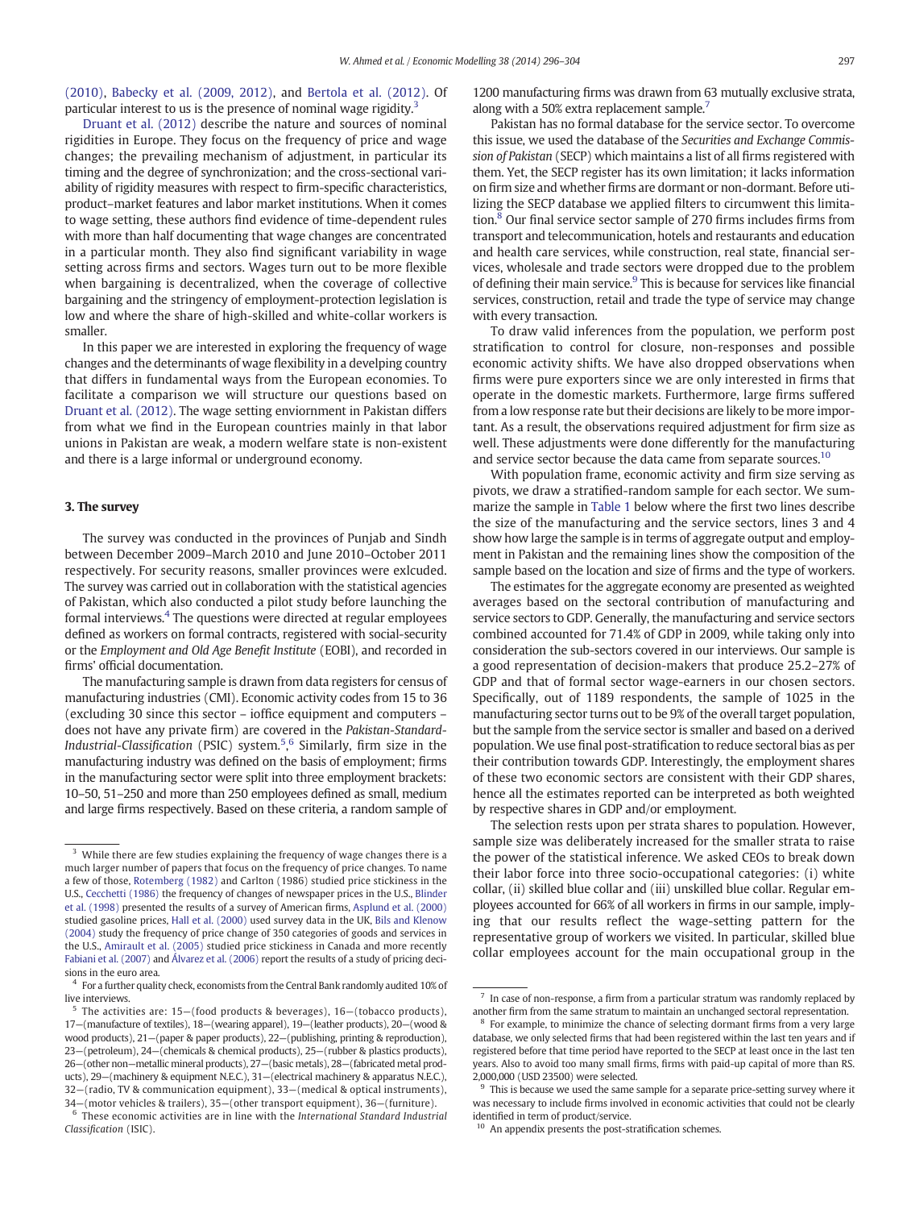(2010), Babecky et al. (2009, 2012), and Bertola et al. (2012). Of particular interest to us is the presence of nominal wage rigidity.[3]

Druant et al. (2012) describe the nature and sources of nominal rigidities in Europe. They focus on the frequency of price and wage changes; the prevailing mechanism of adjustment, in particular its timing and the degree of synchronization; and the cross-sectional variability of rigidity measures with respect to firm-specific characteristics, product–market features and labor market institutions. When it comes to wage setting, these authors find evidence of time-dependent rules with more than half documenting that wage changes are concentrated in a particular month. They also find significant variability in wage setting across firms and sectors. Wages turn out to be more flexible when bargaining is decentralized, when the coverage of collective bargaining and the stringency of employment-protection legislation is low and where the share of high-skilled and white-collar workers is smaller.

In this paper we are interested in exploring the frequency of wage changes and the determinants of wage flexibility in a develping country that differs in fundamental ways from the European economies. To facilitate a comparison we will structure our questions based on Druant et al. (2012). The wage setting enviornment in Pakistan differs from what we find in the European countries mainly in that labor unions in Pakistan are weak, a modern welfare state is non-existent and there is a large informal or underground economy.

## 3. The survey

The survey was conducted in the provinces of Punjab and Sindh between December 2009–March 2010 and June 2010–October 2011 respectively. For security reasons, smaller provinces were exlcuded. The survey was carried out in collaboration with the statistical agencies of Pakistan, which also conducted a pilot study before launching the formal interviews.[4] The questions were directed at regular employees defined as workers on formal contracts, registered with social-security or the *Employment and Old Age Benefit Institute* (EOBI), and recorded in firms' official documentation.

The manufacturing sample is drawn from data registers for census of manufacturing industries (CMI). Economic activity codes from 15 to 36 (excluding 30 since this sector – ioffice equipment and computers – does not have any private firm) are covered in the *Pakistan-Standard-Industrial-Classification* (PSIC) system.[5,6] Similarly, firm size in the manufacturing industry was defined on the basis of employment; firms in the manufacturing sector were split into three employment brackets: 10–50, 51–250 and more than 250 employees defined as small, medium and large firms respectively. Based on these criteria, a random sample of 1200 manufacturing firms was drawn from 63 mutually exclusive strata, along with a 50% extra replacement sample.[7]

Pakistan has no formal database for the service sector. To overcome this issue, we used the database of the *Securities and Exchange Commission of Pakistan* (SECP) which maintains a list of all firms registered with them. Yet, the SECP register has its own limitation; it lacks information on firm size and whether firms are dormant or non-dormant. Before utilizing the SECP database we applied filters to circumwent this limitation.[8] Our final service sector sample of 270 firms includes firms from transport and telecommunication, hotels and restaurants and education and health care services, while construction, real state, financial services, wholesale and trade sectors were dropped due to the problem of defining their main service.[9] This is because for services like financial services, construction, retail and trade the type of service may change with every transaction.

To draw valid inferences from the population, we perform post stratification to control for closure, non-responses and possible economic activity shifts. We have also dropped observations when firms were pure exporters since we are only interested in firms that operate in the domestic markets. Furthermore, large firms suffered from a low response rate but their decisions are likely to be more important. As a result, the observations required adjustment for firm size as well. These adjustments were done differently for the manufacturing and service sector because the data came from separate sources.[10]

With population frame, economic activity and firm size serving as pivots, we draw a stratified-random sample for each sector. We summarize the sample in Table 1 below where the first two lines describe the size of the manufacturing and the service sectors, lines 3 and 4 show how large the sample is in terms of aggregate output and employment in Pakistan and the remaining lines show the composition of the sample based on the location and size of firms and the type of workers.

The estimates for the aggregate economy are presented as weighted averages based on the sectoral contribution of manufacturing and service sectors to GDP. Generally, the manufacturing and service sectors combined accounted for 71.4% of GDP in 2009, while taking only into consideration the sub-sectors covered in our interviews. Our sample is a good representation of decision-makers that produce 25.2–27% of GDP and that of formal sector wage-earners in our chosen sectors. Specifically, out of 1189 respondents, the sample of 1025 in the manufacturing sector turns out to be 9% of the overall target population, but the sample from the service sector is smaller and based on a derived population. We use final post-stratification to reduce sectoral bias as per their contribution towards GDP. Interestingly, the employment shares of these two economic sectors are consistent with their GDP shares, hence all the estimates reported can be interpreted as both weighted by respective shares in GDP and/or employment.

The selection rests upon per strata shares to population. However, sample size was deliberately increased for the smaller strata to raise the power of the statistical inference. We asked CEOs to break down their labor force into three socio-occupational categories: (i) white collar, (ii) skilled blue collar and (iii) unskilled blue collar. Regular employees accounted for 66% of all workers in firms in our sample, implying that our results reflect the wage-setting pattern for the representative group of workers we visited. In particular, skilled blue collar employees account for the main occupational group in the

---

[3] While there are few studies explaining the frequency of wage changes there is a much larger number of papers that focus on the frequency of price changes. To name a few of those, Rotemberg (1982) and Carlton (1986) studied price stickiness in the U.S., Cecchetti (1986) the frequency of changes of newspaper prices in the U.S., Blinder et al. (1998) presented the results of a survey of American firms, Asplund et al. (2000) studied gasoline prices, Hall et al. (2000) used survey data in the UK, Bils and Klenow (2004) study the frequency of price change of 350 categories of goods and services in the U.S., Amirault et al. (2005) studied price stickiness in Canada and more recently Fabiani et al. (2007) and Álvarez et al. (2006) report the results of a study of pricing decisions in the euro area.

[4] For a further quality check, economists from the Central Bank randomly audited 10% of live interviews.

[5] The activities are: 15—(food products & beverages), 16—(tobacco products), 17—(manufacture of textiles), 18—(wearing apparel), 19—(leather products), 20—(wood & wood products), 21—(paper & paper products), 22—(publishing, printing & reproduction), 23—(petroleum), 24—(chemicals & chemical products), 25—(rubber & plastics products), 26—(other non—metallic mineral products), 27—(basic metals), 28—(fabricated metal products), 29—(machinery & equipment N.E.C.), 31—(electrical machinery & apparatus N.E.C.), 32—(radio, TV & communication equipment), 33—(medical & optical instruments), 34—(motor vehicles & trailers), 35—(other transport equipment), 36—(furniture).

[6] These economic activities are in line with the *International Standard Industrial Classification* (ISIC).

[7] In case of non-response, a firm from a particular stratum was randomly replaced by another firm from the same stratum to maintain an unchanged sectoral representation.

[8] For example, to minimize the chance of selecting dormant firms from a very large database, we only selected firms that had been registered within the last ten years and if registered before that time period have reported to the SECP at least once in the last ten years. Also to avoid too many small firms, firms with paid-up capital of more than RS. 2,000,000 (USD 23500) were selected.

[9] This is because we used the same sample for a separate price-setting survey where it was necessary to include firms involved in economic activities that could not be clearly identified in term of product/service.

[10] An appendix presents the post-stratification schemes.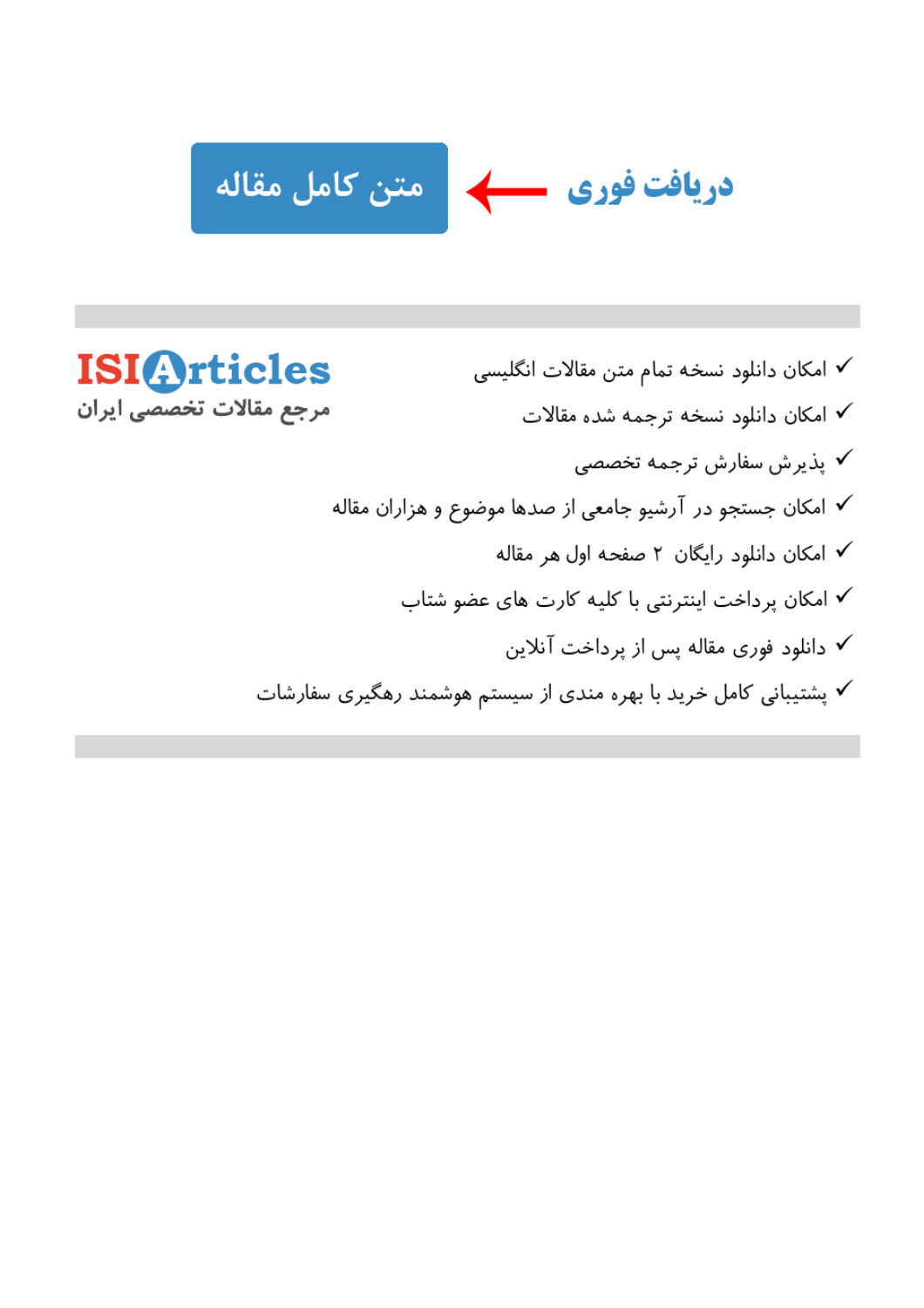دریافت فوری ← متن کامل مقاله

**ISIArticles**

مرجع مقالات تخصصی ایران

- ✓ امکان دانلود نسخه تمام متن مقالات انگلیسی
- ✓ امکان دانلود نسخه ترجمه شده مقالات
- ✓ پذیرش سفارش ترجمه تخصصی
- ✓ امکان جستجو در آرشیو جامعی از صدها موضوع و هزاران مقاله
- ✓ امکان دانلود رایگان ۲ صفحه اول هر مقاله
- ✓ امکان پرداخت اینترنتی با کلیه کارت های عضو شتاب
- ✓ دانلود فوری مقاله پس از پرداخت آنلاین
- ✓ پشتیبانی کامل خرید با بهره مندی از سیستم هوشمند رهگیری سفارشات